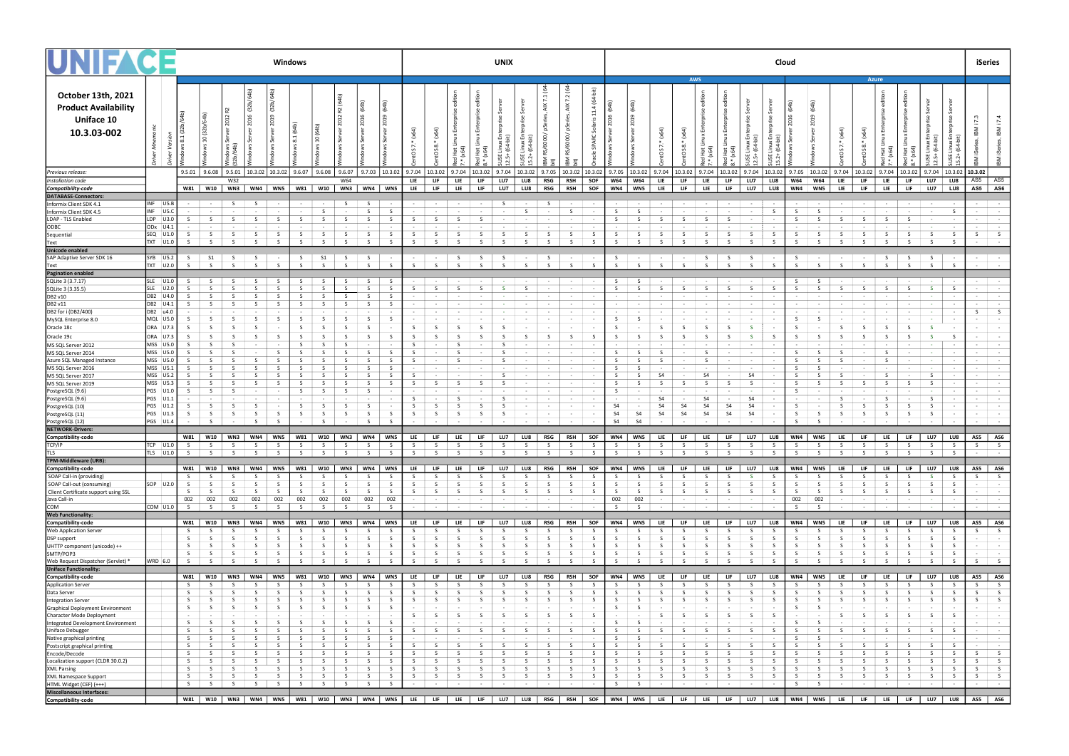# UNIFACE

## October 13th, 2021 Product Availability Uniface 10 10.3.03-002

| Driver | Driver Mnemonic | Driver Version | Windows | | | | | | | | | | UNIX | | | | | | | | | Cloud – AWS | | | | | | | | Cloud – Azure | | | | | | | | iSeries | |
|---|---|---|---|---|---|---|---|---|---|---|---|---|---|---|---|---|---|---|---|---|---|---|---|---|---|---|---|---|---|---|---|---|---|---|---|---|---|---|---|
| | | | Windows 8.1 (32b/64b) | Windows 10 (32b/64b) | Windows Server 2012 R2 (32b/64b) | Windows Server 2016 (32b/64b) | Windows Server 2019 (32b/64b) | Windows 8.1 (64b) | Windows 10 (64b) | Windows Server 2012 R2 (64b) | Windows Server 2016 (64b) | Windows Server 2019 (64b) | CentOS 7.* (x64) | CentOS 8.* (x64) | Red Hat Linux Enterprise edition 7.* (x64) | Red Hat Linux Enterprise edition 8.* (x64) | SUSE Linux Enterprise Server 12.5+ (64-bit) | SUSE Linux Enterprise Server 15.2+ (64-bit) | IBM RS/6000/ pSeries, AIX 7.1 (64-bit) | IBM RS/6000/ pSeries, AIX 7.2 (64-bit) | Oracle SPARC Solaris 11.4 (64-bit) | Windows Server 2016 (64b) | Windows Server 2019 (64b) | CentOS 7.* (x64) | CentOS 8.* (x64) | Red Hat Linux Enterprise edition 7.* (x64) | Red Hat Linux Enterprise edition 8.* (x64) | SUSE Linux Enterprise Server 12.5+ (64-bit) | SUSE Linux Enterprise Server 15.2+ (64-bit) | Windows Server 2016 (64b) | Windows Server 2019 (64b) | CentOS 7.* (x64) | CentOS 8.* (x64) | Red Hat Linux Enterprise edition 7.* (x64) | Red Hat Linux Enterprise edition 8.* (x64) | SUSE Linux Enterprise Server 12.5+ (64-bit) | SUSE Linux Enterprise Server 15.2+ (64-bit) | IBM iSeries, IBM i 7.3 | IBM iSeries, IBM i 7.4 |
| Previous release: | | | 9.5.01 | 9.6.08 | 9.5.01 | 10.3.02 | 10.3.02 | 9.6.07 | 9.6.08 | 9.6.07 | 9.7.03 | 10.3.02 | 9.7.04 | 10.3.02 | 9.7.04 | 10.3.02 | 9.7.04 | 10.3.02 | 9.7.05 | 10.3.02 | 10.3.02 | 9.7.05 | 10.3.02 | 9.7.04 | 10.3.02 | 9.7.04 | 10.3.02 | 9.7.04 | 10.3.02 | 9.7.05 | 10.3.02 | 9.7.04 | 10.3.02 | 9.7.04 | 10.3.02 | 9.7.04 | 10.3.02 | 10.3.02 | |
| Installation code | | | | | W32 | | | | | W64 | | | LIE | LIF | LIE | LIF | LU7 | LU8 | RSG | RSH | SOF | W64 | W64 | LIE | LIF | LIE | LIF | LU7 | LU8 | W64 | W64 | LIE | LIF | LIE | LIF | LU7 | LU8 | AS5 | AS5 |
| Compatibility-code | | | W81 | W10 | WN3 | WN4 | WN5 | W81 | W10 | WN3 | WN4 | WN5 | LIE | LIF | LIE | LIF | LU7 | LU8 | RSG | RSH | SOF | WN4 | WN5 | LIE | LIF | LIE | LIF | LU7 | LU8 | WN4 | WN5 | LIE | LIF | LIE | LIF | LU7 | LU8 | AS5 | AS6 |
| **DATABASE-Connectors:** | | | | | | | | | | | | | | | | | | | | | | | | | | | | | | | | | | | | | | | |
| Informix Client SDK 4.1 | INF | U5.B | - | - | S | S | - | - | - | S | S | - | - | - | - | - | S | - | S | - | - | - | - | - | - | - | - | - | - | - | - | - | - | - | - | - | - | - | - |
| Informix Client SDK 4.5 | INF | U5.C | - | - | - | - | - | - | S | - | S | S | - | - | - | - | - | S | - | S | - | S | S | - | - | - | - | - | S | S | S | - | - | - | - | - | S | - | - |
| LDAP - TLS Enabled | LDP | U3.0 | S | S | S | S | S | S | S | S | S | S | S | S | S | S | - | - | - | - | - | S | S | S | S | S | S | - | - | S | S | S | S | S | S | - | - | - | - |
| ODBC | ODx | U4.1 | - | - | - | - | - | - | - | - | - | - | - | - | - | - | - | - | - | - | - | - | - | - | - | - | - | - | - | - | - | - | - | - | - | - | - | - | - |
| Sequential | SEQ | U1.0 | S | S | S | S | S | S | S | S | S | S | S | S | S | S | S | S | S | S | S | S | S | S | S | S | S | S | S | S | S | S | S | S | S | S | S | S | S |
| Text | TXT | U1.0 | S | S | S | S | S | S | S | S | S | S | S | S | S | S | S | S | S | S | S | S | S | S | S | S | S | S | S | S | S | S | S | S | S | S | S | - | - |
| **Unicode enabled** | | | | | | | | | | | | | | | | | | | | | | | | | | | | | | | | | | | | | | | |
| SAP Adaptive Server SDK 16 | SYB | U5.2 | S | S1 | S | S | - | S | S1 | S | S | - | - | - | S | S | S | - | S | - | - | S | - | - | - | S | S | S | - | S | - | - | - | S | S | S | - | - | - |
| Text | TXT | U2.0 | S | S | S | S | S | S | S | S | S | S | S | S | S | S | S | S | S | S | S | S | S | S | S | S | S | S | S | S | S | S | S | S | S | S | S | - | - |
| **Pagination enabled** | | | | | | | | | | | | | | | | | | | | | | | | | | | | | | | | | | | | | | | |
| SQLite 3 (3.7.17) | SLE | U1.0 | S | S | S | S | S | S | S | S | S | S | - | - | - | - | - | - | - | - | - | S | S | - | - | - | - | - | - | S | S | - | - | - | - | - | - | - | - |
| SQLite 3 (3.35.5) | SLE | U2.0 | S | S | S | S | S | S | S | S | S | S | S | S | S | S | S | S | - | - | - | S | S | S | S | S | S | S | S | S | S | S | S | S | S | S | S | - | - |
| DB2 v10 | DB2 | U4.0 | S | S | S | S | S | S | S | S | S | S | - | - | - | - | - | - | - | - | - | - | - | - | - | - | - | - | - | - | - | - | - | - | - | - | - | - | - |
| DB2 v11 | DB2 | U4.1 | S | S | S | S | S | S | S | S | S | S | - | - | - | - | - | - | - | - | - | - | - | - | - | - | - | - | - | - | - | - | - | - | - | - | - | - | - |
| DB2 for i (DB2/400) | DB2 | u4.0 | - | - | - | - | - | - | - | - | - | - | - | - | - | - | - | - | - | - | - | - | - | - | - | - | - | - | - | - | - | - | - | - | - | - | - | S | S |
| MySQL Enterprise 8.0 | MQL | U5.0 | S | S | S | S | S | S | S | S | S | S | - | - | - | - | - | - | - | - | - | S | S | - | - | - | - | - | - | S | S | - | - | - | - | - | - | - | - |
| Oracle 18c | ORA | U7.3 | S | S | S | S | - | S | S | S | S | - | S | S | S | S | S | - | - | - | - | S | - | S | S | S | S | S | - | S | - | S | S | S | S | S | - | - | - |
| Oracle 19c | ORA | U7.3 | S | S | S | S | S | S | S | S | S | S | S | S | S | S | S | S | S | S | S | S | S | S | S | S | S | S | S | S | S | S | S | S | S | S | S | - | - |
| MS SQL Server 2012 | MSS | U5.0 | S | S | S | - | - | S | S | S | - | - | S | - | S | - | S | - | - | - | - | - | - | - | - | - | - | - | - | - | - | - | - | - | - | - | - | - | - |
| MS SQL Server 2014 | MSS | U5.0 | S | S | S | - | S | S | S | S | S | S | S | - | S | - | S | - | - | - | - | S | S | S | - | S | - | - | - | S | S | S | - | S | - | - | - | - | - |
| Azure SQL Managed Instance | MSS | U5.0 | S | S | S | S | S | S | S | S | S | S | S | - | S | - | S | - | - | - | - | S | S | S | - | S | - | - | - | S | S | S | - | S | - | - | - | - | - |
| MS SQL Server 2016 | MSS | U5.1 | S | S | S | S | S | S | S | S | S | S | - | - | - | - | - | - | - | - | - | S | S | - | - | - | - | - | - | S | S | - | - | - | - | - | - | - | - |
| MS SQL Server 2017 | MSS | U5.2 | S | S | S | S | S | S | S | S | S | S | S | - | - | - | S | - | - | - | - | S | S | S4 | - | S4 | - | S4 | - | S | S | S | - | S | - | S | - | - | - |
| MS SQL Server 2019 | MSS | U5.3 | S | S | S | S | S | S | S | S | S | S | S | S | S | S | S | - | - | - | - | S | S | S | S | S | S | S | - | S | S | S | S | S | S | S | - | - | - |
| PostgreSQL (9.6) | PGS | U1.0 | S | S | S | - | - | S | S | S | S | - | - | - | - | - | - | - | - | - | - | S | - | - | - | - | - | - | - | S | - | - | - | - | - | - | - | - | - |
| PostgreSQL (9.6) | PGS | U1.1 | - | - | - | - | - | - | - | - | - | - | S | - | S | - | S | - | - | - | - | - | - | S4 | - | S4 | - | S4 | - | - | - | S | - | S | - | S | - | - | - |
| PostgreSQL (10) | PGS | U1.2 | S | S | S | S | - | S | S | S | S | - | S | S | S | S | S | - | - | - | - | S4 | - | S4 | S4 | S4 | S4 | S4 | - | S | - | S | S | S | S | S | - | - | - |
| PostgreSQL (11) | PGS | U1.3 | S | S | S | S | S | S | S | S | S | S | S | S | S | S | S | - | - | - | - | S4 | S4 | S4 | S4 | S4 | S4 | S4 | - | S | S | S | S | S | S | S | - | - | - |
| PostgreSQL (12) | PGS | U1.4 | - | - | - | S | S | - | - | - | S | S | - | - | - | - | - | - | - | - | - | S4 | S4 | - | - | - | - | - | - | S | S | - | - | - | - | - | - | - | - |
| **NETWORK-Drivers:** | | | | | | | | | | | | | | | | | | | | | | | | | | | | | | | | | | | | | | | |
| Compatibility-code | | | W81 | W10 | WN3 | WN4 | WN5 | W81 | W10 | WN3 | WN4 | WN5 | LIE | LIF | LIE | LIF | LU7 | LU8 | RSG | RSH | SOF | WN4 | WN5 | LIE | LIF | LIE | LIF | LU7 | LU8 | WN4 | WN5 | LIE | LIF | LIE | LIF | LU7 | LU8 | AS5 | AS6 |
| TCP/IP | TCP | U1.0 | S | S | S | S | S | S | S | S | S | S | S | S | S | S | S | S | S | S | S | S | S | S | S | S | S | S | S | S | S | S | S | S | S | S | S | S | S |
| TLS | TLS | U1.0 | S | S | S | S | S | S | S | S | S | S | S | S | S | S | S | S | S | S | S | S | S | S | S | S | S | S | S | S | S | S | S | S | S | S | S | - | - |
| **TPM-Middleware (URB):** | | | | | | | | | | | | | | | | | | | | | | | | | | | | | | | | | | | | | | | |
| Compatibility-code | | | W81 | W10 | WN3 | WN4 | WN5 | W81 | W10 | WN3 | WN4 | WN5 | LIE | LIF | LIE | LIF | LU7 | LU8 | RSG | RSH | SOF | WN4 | WN5 | LIE | LIF | LIE | LIF | LU7 | LU8 | WN4 | WN5 | LIE | LIF | LIE | LIF | LU7 | LU8 | AS5 | AS6 |
| SOAP Call-in (providing) | | | S | S | S | S | S | S | S | S | S | S | S | S | S | S | S | S | S | S | S | S | S | S | S | S | S | S | S | S | S | S | S | S | S | S | S | S | S |
| SOAP Call-out (consuming) | SOP | U2.0 | S | S | S | S | S | S | S | S | S | S | S | S | S | S | S | S | S | S | S | S | S | S | S | S | S | S | S | S | S | S | S | S | S | S | S | - | - |
| Client Certificate support using SSL | | | S | S | S | S | S | S | S | S | S | S | S | S | S | S | S | S | S | S | S | S | S | S | S | S | S | S | S | S | S | S | S | S | S | S | S | - | - |
| Java Call-in | | | 002 | 002 | 002 | 002 | 002 | 002 | 002 | 002 | 002 | 002 | - | - | - | - | - | - | - | - | - | 002 | 002 | - | - | - | - | - | - | 002 | 002 | - | - | - | - | - | - | - | - |
| COM | COM | U1.0 | S | S | S | S | S | S | S | S | S | S | - | - | - | - | - | - | - | - | - | S | S | - | - | - | - | - | - | S | S | - | - | - | - | - | - | - | - |
| **Web Functionality:** | | | | | | | | | | | | | | | | | | | | | | | | | | | | | | | | | | | | | | | |
| Compatibility-code | | | W81 | W10 | WN3 | WN4 | WN5 | W81 | W10 | WN3 | WN4 | WN5 | LIE | LIF | LIE | LIF | LU7 | LU8 | RSG | RSH | SOF | WN4 | WN5 | LIE | LIF | LIE | LIF | LU7 | LU8 | WN4 | WN5 | LIE | LIF | LIE | LIF | LU7 | LU8 | AS5 | AS6 |
| Web Application Server | | | S | S | S | S | S | S | S | S | S | S | S | S | S | S | S | S | S | S | S | S | S | S | S | S | S | S | S | S | S | S | S | S | S | S | S | S | S |
| DSP support | | | S | S | S | S | S | S | S | S | S | S | S | S | S | S | S | S | S | S | S | S | S | S | S | S | S | S | S | S | S | S | S | S | S | S | S | - | - |
| UHTTP component (unicode) ++ | | | S | S | S | S | S | S | S | S | S | S | S | S | S | S | S | S | S | S | S | S | S | S | S | S | S | S | S | S | S | S | S | S | S | S | S | - | - |
| SMTP/POP3 | | | S | S | S | S | S | S | S | S | S | S | S | S | S | S | S | S | S | S | S | S | S | S | S | S | S | S | S | S | S | S | S | S | S | S | S | - | - |
| Web Request Dispatcher (Servlet) * | WRD | 6.0 | S | S | S | S | S | S | S | S | S | S | S | S | S | S | S | S | S | S | S | S | S | S | S | S | S | S | S | S | S | S | S | S | S | S | S | S | S |
| **Uniface Functionality:** | | | | | | | | | | | | | | | | | | | | | | | | | | | | | | | | | | | | | | | |
| Compatibility-code | | | W81 | W10 | WN3 | WN4 | WN5 | W81 | W10 | WN3 | WN4 | WN5 | LIE | LIF | LIE | LIF | LU7 | LU8 | RSG | RSH | SOF | WN4 | WN5 | LIE | LIF | LIE | LIF | LU7 | LU8 | WN4 | WN5 | LIE | LIF | LIE | LIF | LU7 | LU8 | AS5 | AS6 |
| Application Server | | | S | S | S | S | S | S | S | S | S | S | S | S | S | S | S | S | S | S | S | S | S | S | S | S | S | S | S | S | S | S | S | S | S | S | S | S | S |
| Data Server | | | S | S | S | S | S | S | S | S | S | S | S | S | S | S | S | S | S | S | S | S | S | S | S | S | S | S | S | S | S | S | S | S | S | S | S | S | S |
| Integration Server | | | S | S | S | S | S | S | S | S | S | S | S | S | S | S | S | S | S | S | S | S | S | S | S | S | S | S | S | S | S | S | S | S | S | S | S | S | S |
| Graphical Deployment Environment | | | S | S | S | S | S | S | S | S | S | S | - | - | - | - | - | - | - | - | - | S | S | - | - | - | - | - | - | S | S | - | - | - | - | - | - | - | - |
| Character Mode Deployment | | | - | - | - | - | - | - | - | - | - | - | S | S | S | S | S | S | S | S | S | - | - | S | S | S | S | S | S | - | - | S | S | S | S | S | S | - | - |
| Integrated Development Environment | | | S | S | S | S | S | S | S | S | S | S | - | - | - | - | - | - | - | - | - | S | S | - | - | - | - | - | - | S | S | - | - | - | - | - | - | - | - |
| Uniface Debugger | | | S | S | S | S | S | S | S | S | S | S | S | S | S | S | S | S | S | S | S | S | S | S | S | S | S | S | S | S | S | S | S | S | S | S | S | - | - |
| Native graphical printing | | | S | S | S | S | S | S | S | S | S | S | - | - | - | - | - | - | - | - | - | S | S | - | - | - | - | - | - | S | S | - | - | - | - | - | - | - | - |
| Postscript graphical printing | | | S | S | S | S | S | S | S | S | S | S | S | S | S | S | S | S | S | S | S | S | S | S | S | S | S | S | S | S | S | S | S | S | S | S | S | - | - |
| Encode/Decode | | | S | S | S | S | S | S | S | S | S | S | S | S | S | S | S | S | S | S | S | S | S | S | S | S | S | S | S | S | S | S | S | S | S | S | S | - | - |
| Localization support (CLDR 30.0.2) | | | S | S | S | S | S | S | S | S | S | S | S | S | S | S | S | S | S | S | S | S | S | S | S | S | S | S | S | S | S | S | S | S | S | S | S | S | S |
| XML Parsing | | | S | S | S | S | S | S | S | S | S | S | S | S | S | S | S | S | S | S | S | S | S | S | S | S | S | S | S | S | S | S | S | S | S | S | S | S | S |
| XML Namespace Support | | | S | S | S | S | S | S | S | S | S | S | S | S | S | S | S | S | S | S | S | S | S | S | S | S | S | S | S | S | S | S | S | S | S | S | S | S | S |
| HTML Widget (CEF) (+++) | | | S | S | S | S | S | S | S | S | S | S | - | - | - | - | - | - | - | - | - | S | S | - | - | - | - | - | - | S | S | - | - | - | - | - | - | - | - |
| **Miscellaneous Interfaces:** | | | | | | | | | | | | | | | | | | | | | | | | | | | | | | | | | | | | | | | |
| Compatibility-code | | | W81 | W10 | WN3 | WN4 | WN5 | W81 | W10 | WN3 | WN4 | WN5 | LIE | LIF | LIE | LIF | LU7 | LU8 | RSG | RSH | SOF | WN4 | WN5 | LIE | LIF | LIE | LIF | LU7 | LU8 | WN4 | WN5 | LIE | LIF | LIE | LIF | LU7 | LU8 | AS5 | AS6 |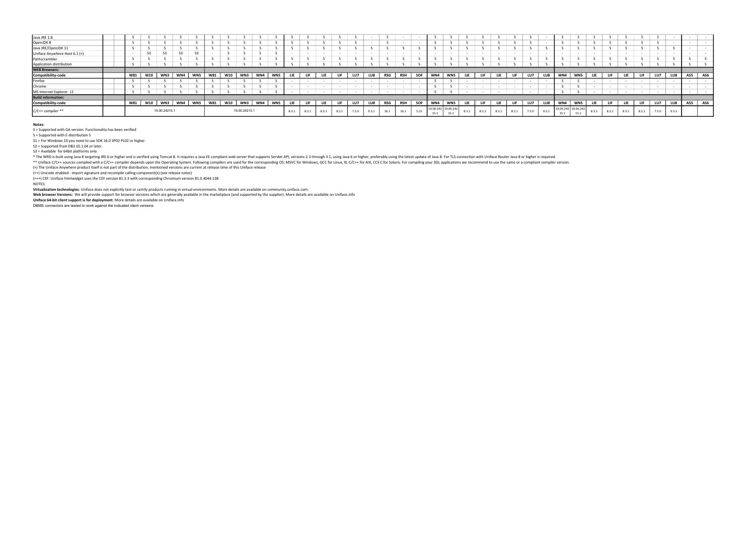| | | | | | | | | | | | | | | | | | | | | | | | | | | | | | | | | | | | | | |
|---|---|---|---|---|---|---|---|---|---|---|---|---|---|---|---|---|---|---|---|---|---|---|---|---|---|---|---|---|---|---|---|---|---|---|---|---|---|
| Java JRE 1.8 | | S | S | S | S | S | S | S | S | S | S | S | S | S | S | S | - | S | - | - | S | S | S | S | S | S | S | - | S | S | S | S | S | S | S | - | - | - |
| OpenJDK 8 | | S | S | S | S | S | S | S | S | S | S | S | S | S | S | S | - | S | - | - | S | S | S | S | S | S | S | - | S | S | S | S | S | S | S | - | - | - |
| Java JRE/OpenJDK 11 | | S | S | S | S | S | S | S | S | S | S | S | S | S | S | S | S | S | S | S | S | S | S | S | S | S | S | S | S | S | S | S | S | S | S | S | - | - |
| Uniface Anywhere Host 6.1 (+) | | - | S3 | S3 | S3 | S3 | - | S | S | S | S | - | - | - | - | - | - | - | - | - | - | - | - | - | - | - | - | - | - | - | - | - | - | - | - | - | - | - |
| Pathscrambler | | S | S | S | S | S | S | S | S | S | S | S | S | S | S | S | S | S | S | S | S | S | S | S | S | S | S | S | S | S | S | S | S | S | S | S | S | S |
| Application distribution | | S | S | S | S | S | S | S | S | S | S | S | S | S | S | S | S | S | S | S | S | S | S | S | S | S | S | S | S | S | S | S | S | S | S | S | S | S |
| **WEB Browsers:** | | | | | | | | | | | | | | | | | | | | | | | | | | | | | | | | | | | | | | |
| **Compatibility-code** | | **W81** | **W10** | **WN3** | **WN4** | **WN5** | **W81** | **W10** | **WN3** | **WN4** | **WN5** | **LIE** | **LIF** | **LIE** | **LIF** | **LU7** | **LU8** | **RSG** | **RSH** | **SOF** | **WN4** | **WN5** | **LIE** | **LIF** | **LIE** | **LIF** | **LU7** | **LU8** | **WN4** | **WN5** | **LIE** | **LIF** | **LIE** | **LIF** | **LU7** | **LU8** | **AS5** | **AS6** |
| Firefox | | S | S | S | S | S | S | S | S | S | S | - | - | - | - | - | - | - | - | - | S | S | - | - | - | - | - | - | S | S | - | - | - | - | - | - | - | - |
| Chrome | | S | S | S | S | S | S | S | S | S | S | - | - | - | - | - | - | - | - | - | S | S | - | - | - | - | - | - | S | S | - | - | - | - | - | - | - | - |
| MS Internet Explorer 11 | | S | S | S | S | S | S | S | S | S | S | - | - | - | - | - | - | - | - | - | S | S | - | - | - | - | - | - | S | S | - | - | - | - | - | - | - | - |
| **Build information:** | | | | | | | | | | | | | | | | | | | | | | | | | | | | | | | | | | | | | | |
| **Compatibility-code** | | **W81** | **W10** | **WN3** | **WN4** | **WN5** | **W81** | **W10** | **WN3** | **WN4** | **WN5** | **LIE** | **LIF** | **LIE** | **LIF** | **LU7** | **LU8** | **RSG** | **RSH** | **SOF** | **WN4** | **WN5** | **LIE** | **LIF** | **LIE** | **LIF** | **LU7** | **LU8** | **WN4** | **WN5** | **LIE** | **LIF** | **LIE** | **LIF** | **LU7** | **LU8** | **AS5** | **AS6** |
| *C/C++ compiler \*\** | | 19.00.24215.1 | | | | | 19.00.24215.1 | | | | | 8.3.1 | 8.2.1 | 8.3.1 | 8.2.1 | 7.5.0 | 9.3.1 | 16.1 | 16.1 | 5.15 | 19.00.24215.1 | 19.00.24215.1 | 8.3.1 | 8.2.1 | 8.3.1 | 8.2.1 | 7.5.0 | 9.3.1 | 19.00.24215.1 | 19.00.24215.1 | 8.3.1 | 8.2.1 | 8.3.1 | 8.2.1 | 7.5.0 | 9.3.1 | | |

**Notes:**

S = Supported with GA version. Functionality has been verified

S = Supported with E-distribution S

S1 = For Windows 10 you need to use SDK 16.0 SP02 PL02 or higher.

S2 = Supported from DB2 10.1.04 or later.

S3 = Available for 64bit platforms only

* The WRD is built using Java 8 targeting JRE 6 or higher and is verified using Tomcat 8. It requires a Java EE compliant web server that supports Servlet API, versions 2.3 through 3.1, using Java 6 or higher, preferably using the latest update of Java 8. For TLS connection with Uniface Router Java 8 or higher is required.

** Uniface C/C++ sources compiled with a C/C++ compiler depends upon the Operating System. Following compilers are used for the corresponding OS: MSVC for Windows, GCC for Linux, XL C/C++ for AIX, CCS C for Solaris. For compiling your 3GL applications we recommend to use the same or a compliant compiler version.

(+) The Uniface Anywhere product itself is not part of the distribution; mentioned versions are current at release time of this Uniface release

(++) Unicode enabled - import signature and recompile calling component(s) (see release notes)

(+++) CEF: Uniface htmlwidget uses the CEF version 81.3.3 with corresponding Chromium version 81.0.4044.138

NOTES:

**Virtualization technologies**: Uniface does not explicitly test or certify products running in virtual environments. More details are available on community.uniface.com.

**Web browser Versions:** We will provide support for browser versions which are generally available in the marketplace (and supported by the supplier). More details are available on Uniface.info

**Uniface 64-bit client support is for deployment**. More details are available on Uniface.info

DBMS connectors are tested to work against the indicated client versions